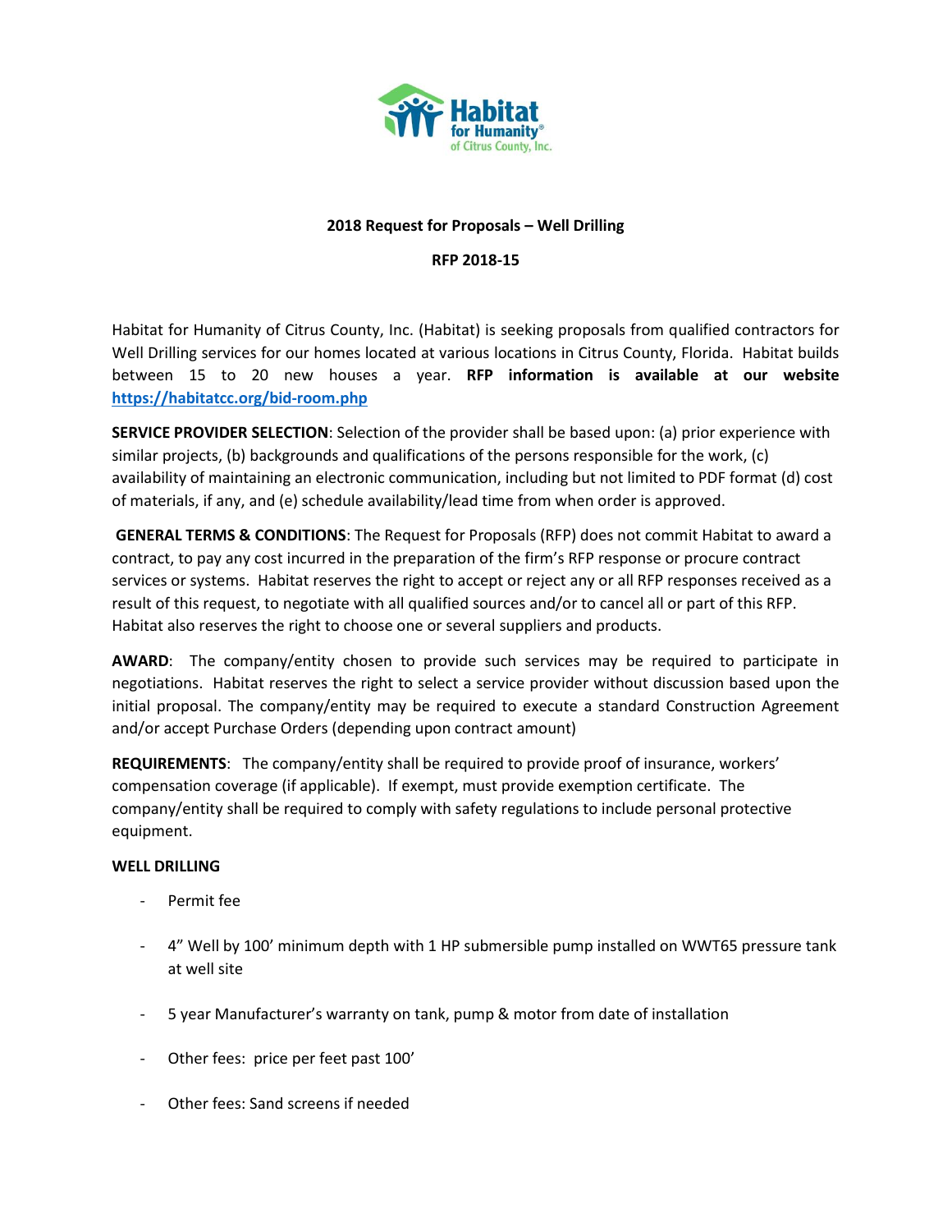Habitat for Humanity® of Citrus County, Inc.

**2018 Request for Proposals – Well Drilling**

**RFP 2018-15**

Habitat for Humanity of Citrus County, Inc. (Habitat) is seeking proposals from qualified contractors for Well Drilling services for our homes located at various locations in Citrus County, Florida. Habitat builds between 15 to 20 new houses a year. **RFP information is available at our website [https://habitatcc.org/bid-room.php](https://habitatcc.org/bid-room.php)**

**SERVICE PROVIDER SELECTION**: Selection of the provider shall be based upon: (a) prior experience with similar projects, (b) backgrounds and qualifications of the persons responsible for the work, (c) availability of maintaining an electronic communication, including but not limited to PDF format (d) cost of materials, if any, and (e) schedule availability/lead time from when order is approved.

**GENERAL TERMS & CONDITIONS**: The Request for Proposals (RFP) does not commit Habitat to award a contract, to pay any cost incurred in the preparation of the firm's RFP response or procure contract services or systems. Habitat reserves the right to accept or reject any or all RFP responses received as a result of this request, to negotiate with all qualified sources and/or to cancel all or part of this RFP. Habitat also reserves the right to choose one or several suppliers and products.

**AWARD**: The company/entity chosen to provide such services may be required to participate in negotiations. Habitat reserves the right to select a service provider without discussion based upon the initial proposal. The company/entity may be required to execute a standard Construction Agreement and/or accept Purchase Orders (depending upon contract amount)

**REQUIREMENTS**: The company/entity shall be required to provide proof of insurance, workers' compensation coverage (if applicable). If exempt, must provide exemption certificate. The company/entity shall be required to comply with safety regulations to include personal protective equipment.

**WELL DRILLING**

- Permit fee
- 4" Well by 100' minimum depth with 1 HP submersible pump installed on WWT65 pressure tank at well site
- 5 year Manufacturer's warranty on tank, pump & motor from date of installation
- Other fees: price per feet past 100'
- Other fees: Sand screens if needed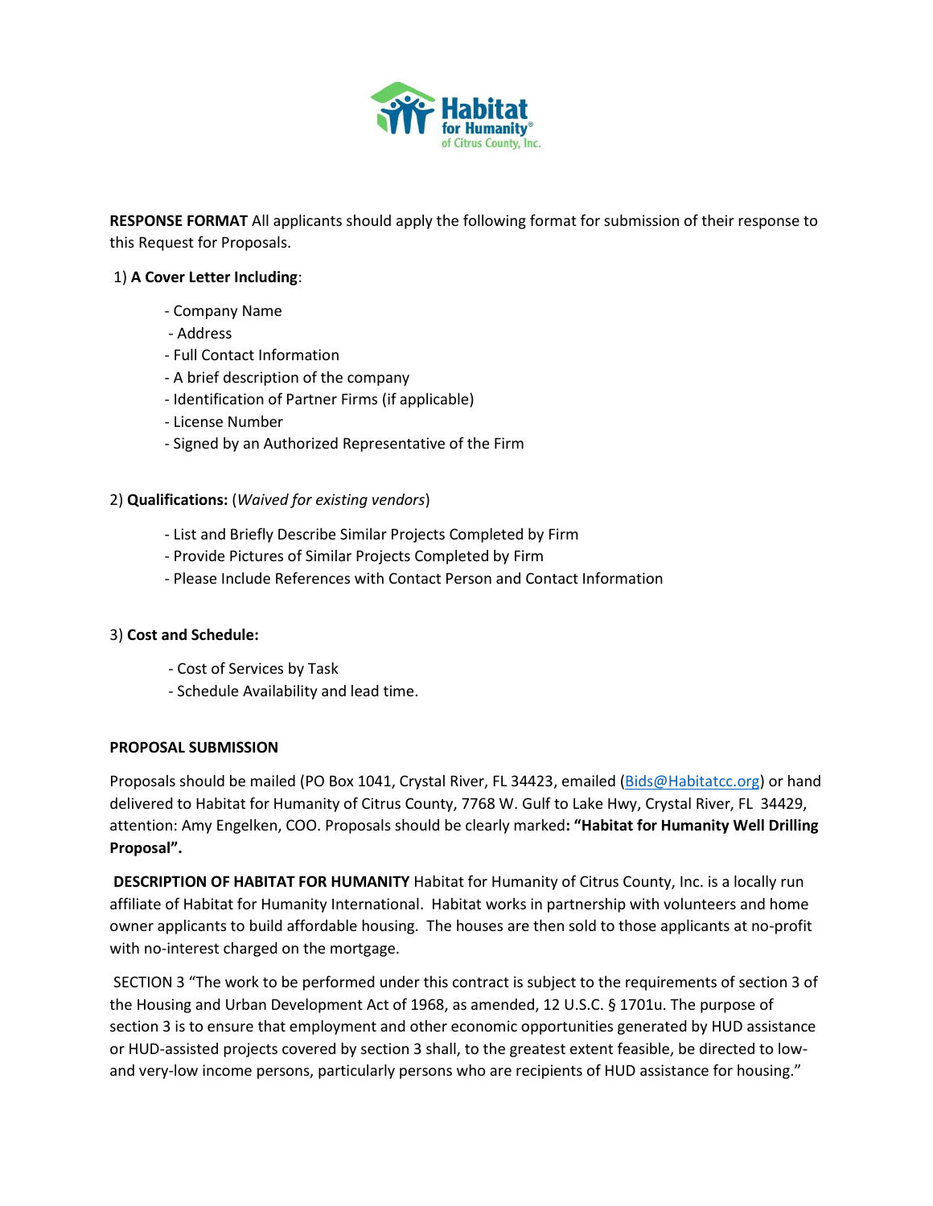**RESPONSE FORMAT** All applicants should apply the following format for submission of their response to this Request for Proposals.

1) **A Cover Letter Including**:

- Company Name
- Address
- Full Contact Information
- A brief description of the company
- Identification of Partner Firms (if applicable)
- License Number
- Signed by an Authorized Representative of the Firm

2) **Qualifications:** (*Waived for existing vendors*)

- List and Briefly Describe Similar Projects Completed by Firm
- Provide Pictures of Similar Projects Completed by Firm
- Please Include References with Contact Person and Contact Information

3) **Cost and Schedule:**

- Cost of Services by Task
- Schedule Availability and lead time.

**PROPOSAL SUBMISSION**

Proposals should be mailed (PO Box 1041, Crystal River, FL 34423, emailed (Bids@Habitatcc.org) or hand delivered to Habitat for Humanity of Citrus County, 7768 W. Gulf to Lake Hwy, Crystal River, FL 34429, attention: Amy Engelken, COO. Proposals should be clearly marked**: "Habitat for Humanity Well Drilling Proposal".**

**DESCRIPTION OF HABITAT FOR HUMANITY** Habitat for Humanity of Citrus County, Inc. is a locally run affiliate of Habitat for Humanity International. Habitat works in partnership with volunteers and home owner applicants to build affordable housing. The houses are then sold to those applicants at no-profit with no-interest charged on the mortgage.

SECTION 3 "The work to be performed under this contract is subject to the requirements of section 3 of the Housing and Urban Development Act of 1968, as amended, 12 U.S.C. § 1701u. The purpose of section 3 is to ensure that employment and other economic opportunities generated by HUD assistance or HUD-assisted projects covered by section 3 shall, to the greatest extent feasible, be directed to low- and very-low income persons, particularly persons who are recipients of HUD assistance for housing."